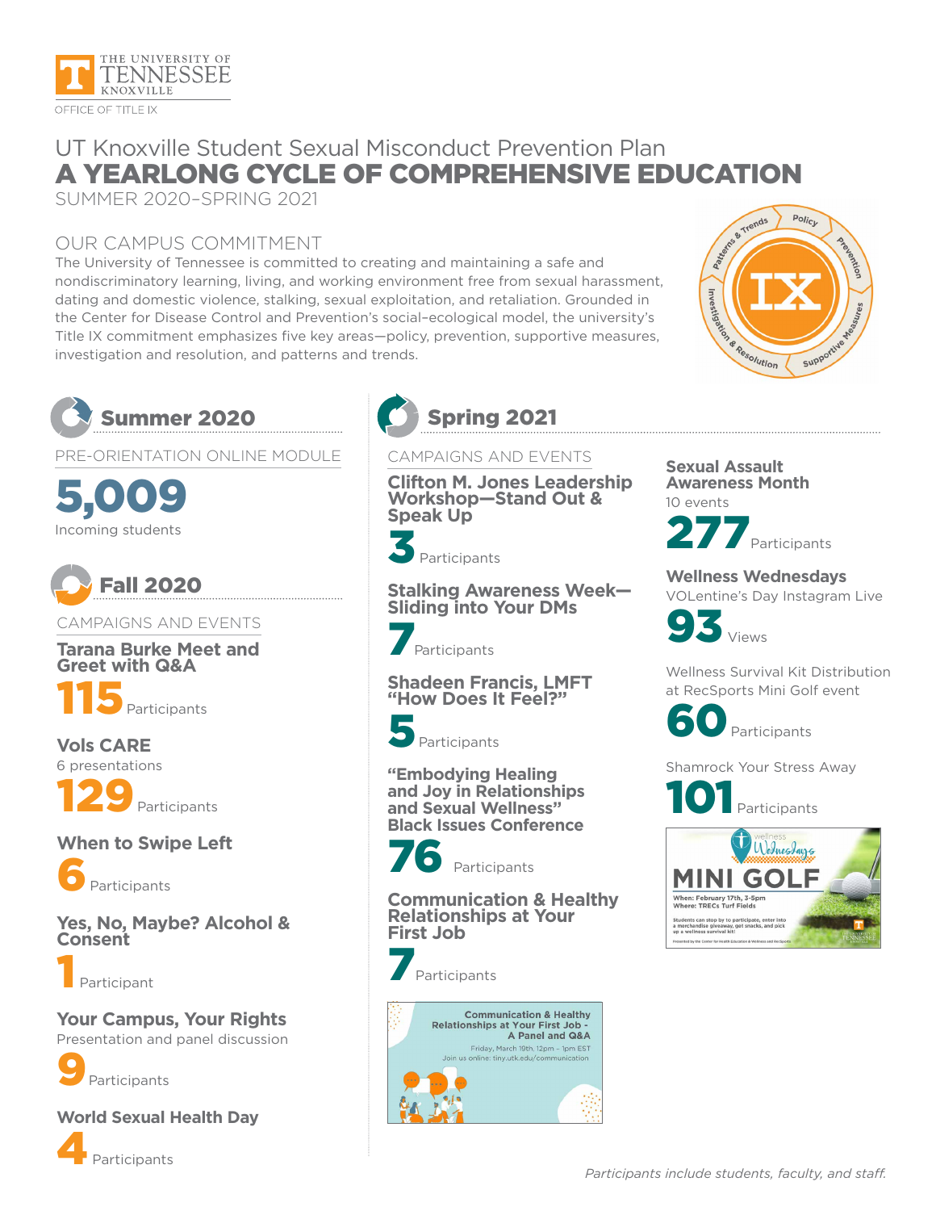THE UNIVERSITY OF TENNESSEE KNOXVILLE

OFFICE OF TITLE IX

# UT Knoxville Student Sexual Misconduct Prevention Plan
# A YEARLONG CYCLE OF COMPREHENSIVE EDUCATION

SUMMER 2020–SPRING 2021

## OUR CAMPUS COMMITMENT

The University of Tennessee is committed to creating and maintaining a safe and nondiscriminatory learning, living, and working environment free from sexual harassment, dating and domestic violence, stalking, sexual exploitation, and retaliation. Grounded in the Center for Disease Control and Prevention's social-ecological model, the university's Title IX commitment emphasizes five key areas—policy, prevention, supportive measures, investigation and resolution, and patterns and trends.

IX
Policy
Prevention
Supportive Measures
Investigation & Resolution
Patterns & Trends

## Summer 2020

PRE-ORIENTATION ONLINE MODULE

**5,009**
Incoming students

## Fall 2020

CAMPAIGNS AND EVENTS

### Tarana Burke Meet and Greet with Q&A
**115** Participants

### Vols CARE
6 presentations

**129** Participants

### When to Swipe Left
**6** Participants

### Yes, No, Maybe? Alcohol & Consent
**1** Participant

### Your Campus, Your Rights
Presentation and panel discussion

**9** Participants

### World Sexual Health Day
**4** Participants

## Spring 2021

CAMPAIGNS AND EVENTS

### Clifton M. Jones Leadership Workshop—Stand Out & Speak Up
**3** Participants

### Stalking Awareness Week—Sliding into Your DMs
**7** Participants

### Shadeen Francis, LMFT "How Does It Feel?"
**5** Participants

### "Embodying Healing and Joy in Relationships and Sexual Wellness" Black Issues Conference
**76** Participants

### Communication & Healthy Relationships at Your First Job
**7** Participants

Communication & Healthy Relationships at Your First Job - A Panel and Q&A
Friday, March 19th, 12pm - 1pm EST
Join us online: tiny.utk.edu/communication

### Sexual Assault Awareness Month
10 events

**277** Participants

### Wellness Wednesdays
VOLentine's Day Instagram Live

**93** Views

Wellness Survival Kit Distribution at RecSports Mini Golf event

**60** Participants

Shamrock Your Stress Away

**101** Participants

wellness Wednesdays
MINI GOLF
When: February 17th, 3-5pm
Where: TRECs Turf Fields
Students can stop by to participate, enter into a merchandise giveaway, get snacks, and pick up a wellness survival kit!
Presented by the Center for Health Education & Wellness and RecSports

*Participants include students, faculty, and staff.*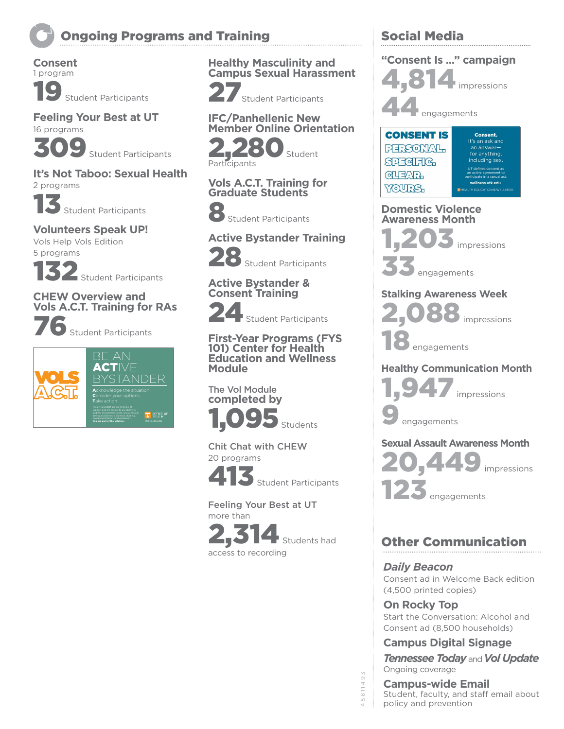## Ongoing Programs and Training

### Consent
1 program

**19** Student Participants

### Feeling Your Best at UT
16 programs

**309** Student Participants

### It's Not Taboo: Sexual Health
2 programs

**13** Student Participants

### Volunteers Speak UP!
Vols Help Vols Edition

5 programs

**132** Student Participants

### CHEW Overview and Vols A.C.T. Training for RAs

**76** Student Participants

VOLS A.C.T.

BE AN ACTIVE BYSTANDER

**A**cknowledge the situation.
**C**onsider your options.
**T**ake action.

### Healthy Masculinity and Campus Sexual Harassment

**27** Student Participants

### IFC/Panhellenic New Member Online Orientation

**2,280** Student Participants

### Vols A.C.T. Training for Graduate Students

**8** Student Participants

### Active Bystander Training

**28** Student Participants

### Active Bystander & Consent Training

**24** Student Participants

### First-Year Programs (FYS 101) Center for Health Education and Wellness Module

The Vol Module completed by

**1,095** Students

Chit Chat with CHEW

20 programs

**413** Student Participants

Feeling Your Best at UT

more than

**2,314** Students had access to recording

## Social Media

### "Consent Is ..." campaign

**4,814** impressions

**44** engagements

CONSENT IS PERSONAL. SPECIFIC. CLEAR. YOURS.

Consent. It's an ask and an answer—for anything, including sex.

UT defines consent as an active agreement to participate in a sexual act.

wellness.utk.edu

HEALTH EDUCATION & WELLNESS

### Domestic Violence Awareness Month

**1,203** impressions

**33** engagements

### Stalking Awareness Week

**2,088** impressions

**18** engagements

### Healthy Communication Month

**1,947** impressions

**9** engagements

### Sexual Assault Awareness Month

**20,449** impressions

**123** engagements

## Other Communication

### *Daily Beacon*
Consent ad in Welcome Back edition (4,500 printed copies)

### On Rocky Top
Start the Conversation: Alcohol and Consent ad (8,500 households)

### Campus Digital Signage

### *Tennessee Today* and *Vol Update*
Ongoing coverage

### Campus-wide Email
Student, faculty, and staff email about policy and prevention